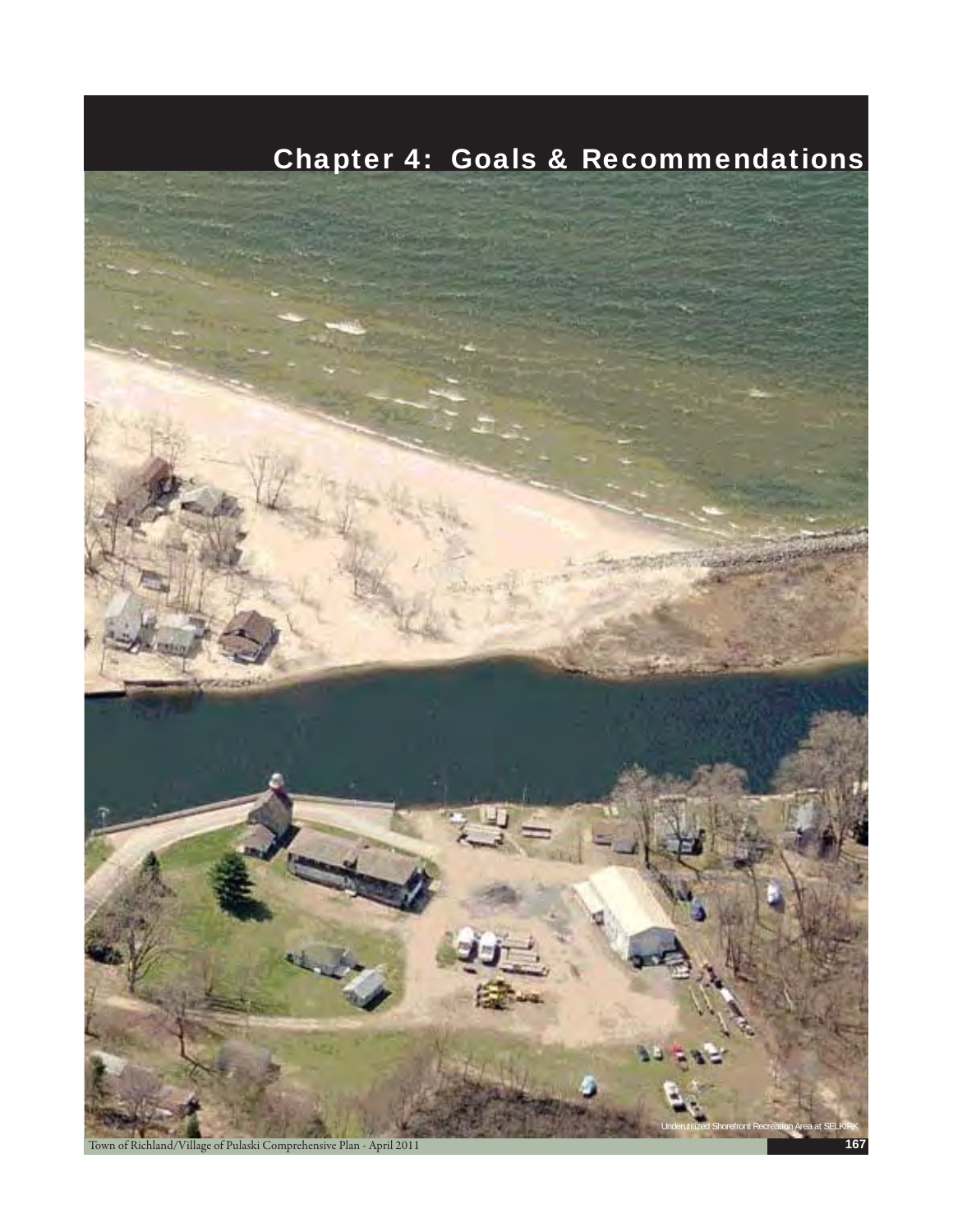# Chapter 4: Goals & Recommendations

Underutilized Shorefront Recreation Area at SELKIRK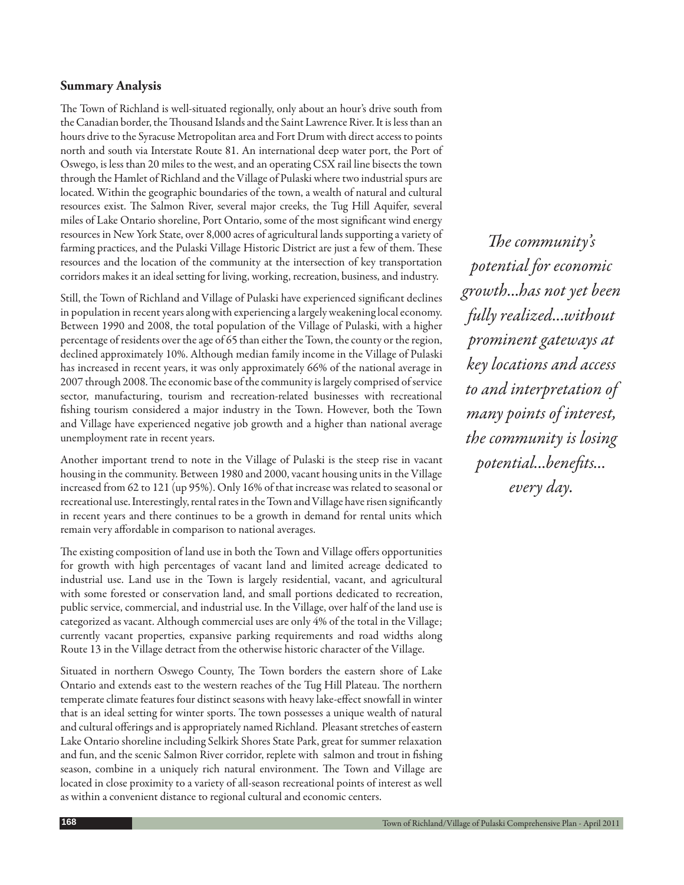### Summary Analysis

The Town of Richland is well-situated regionally, only about an hour's drive south from the Canadian border, the Thousand Islands and the Saint Lawrence River. It is less than an hours drive to the Syracuse Metropolitan area and Fort Drum with direct access to points north and south via Interstate Route 81. An international deep water port, the Port of Oswego, is less than 20 miles to the west, and an operating CSX rail line bisects the town through the Hamlet of Richland and the Village of Pulaski where two industrial spurs are located. Within the geographic boundaries of the town, a wealth of natural and cultural resources exist. The Salmon River, several major creeks, the Tug Hill Aquifer, several miles of Lake Ontario shoreline, Port Ontario, some of the most significant wind energy resources in New York State, over 8,000 acres of agricultural lands supporting a variety of farming practices, and the Pulaski Village Historic District are just a few of them. These resources and the location of the community at the intersection of key transportation corridors makes it an ideal setting for living, working, recreation, business, and industry.

Still, the Town of Richland and Village of Pulaski have experienced significant declines in population in recent years along with experiencing a largely weakening local economy. Between 1990 and 2008, the total population of the Village of Pulaski, with a higher percentage of residents over the age of 65 than either the Town, the county or the region, declined approximately 10%. Although median family income in the Village of Pulaski has increased in recent years, it was only approximately 66% of the national average in 2007 through 2008. The economic base of the community is largely comprised of service sector, manufacturing, tourism and recreation-related businesses with recreational fishing tourism considered a major industry in the Town. However, both the Town and Village have experienced negative job growth and a higher than national average unemployment rate in recent years.

Another important trend to note in the Village of Pulaski is the steep rise in vacant housing in the community. Between 1980 and 2000, vacant housing units in the Village increased from 62 to 121 (up 95%). Only 16% of that increase was related to seasonal or recreational use. Interestingly, rental rates in the Town and Village have risen significantly in recent years and there continues to be a growth in demand for rental units which remain very affordable in comparison to national averages.

The existing composition of land use in both the Town and Village offers opportunities for growth with high percentages of vacant land and limited acreage dedicated to industrial use. Land use in the Town is largely residential, vacant, and agricultural with some forested or conservation land, and small portions dedicated to recreation, public service, commercial, and industrial use. In the Village, over half of the land use is categorized as vacant. Although commercial uses are only 4% of the total in the Village; currently vacant properties, expansive parking requirements and road widths along Route 13 in the Village detract from the otherwise historic character of the Village.

Situated in northern Oswego County, The Town borders the eastern shore of Lake Ontario and extends east to the western reaches of the Tug Hill Plateau. The northern temperate climate features four distinct seasons with heavy lake-effect snowfall in winter that is an ideal setting for winter sports. The town possesses a unique wealth of natural and cultural offerings and is appropriately named Richland. Pleasant stretches of eastern Lake Ontario shoreline including Selkirk Shores State Park, great for summer relaxation and fun, and the scenic Salmon River corridor, replete with salmon and trout in fishing season, combine in a uniquely rich natural environment. The Town and Village are located in close proximity to a variety of all-season recreational points of interest as well as within a convenient distance to regional cultural and economic centers.

*The community's potential for economic growth...has not yet been fully realized...without prominent gateways at key locations and access to and interpretation of many points of interest, the community is losing potential...benefits... every day.*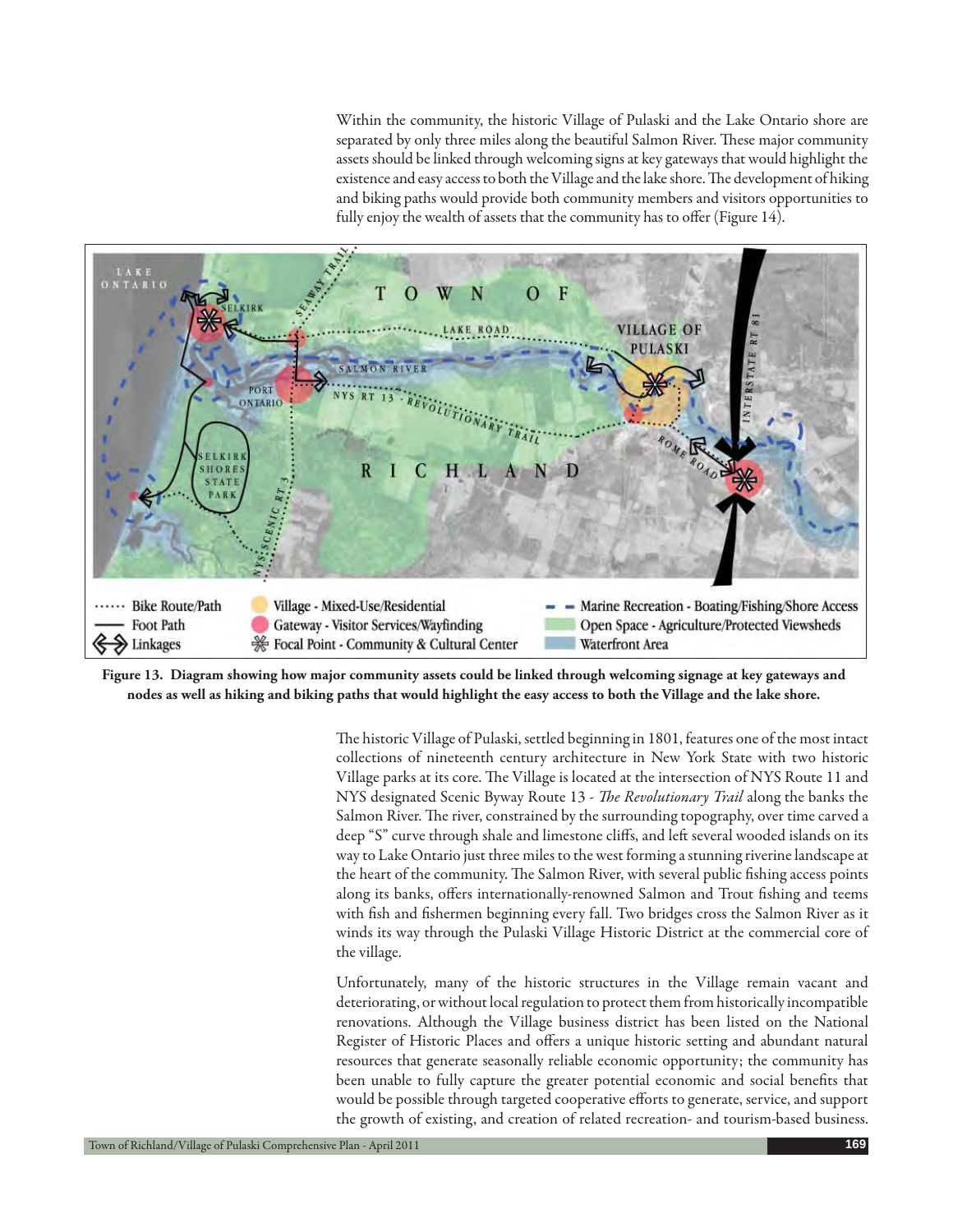Within the community, the historic Village of Pulaski and the Lake Ontario shore are separated by only three miles along the beautiful Salmon River. These major community assets should be linked through welcoming signs at key gateways that would highlight the existence and easy access to both the Village and the lake shore. The development of hiking and biking paths would provide both community members and visitors opportunities to fully enjoy the wealth of assets that the community has to offer (Figure 14).

**Figure 13. Diagram showing how major community assets could be linked through welcoming signage at key gateways and nodes as well as hiking and biking paths that would highlight the easy access to both the Village and the lake shore.**

The historic Village of Pulaski, settled beginning in 1801, features one of the most intact collections of nineteenth century architecture in New York State with two historic Village parks at its core. The Village is located at the intersection of NYS Route 11 and NYS designated Scenic Byway Route 13 - *The Revolutionary Trail* along the banks the Salmon River. The river, constrained by the surrounding topography, over time carved a deep "S" curve through shale and limestone cliffs, and left several wooded islands on its way to Lake Ontario just three miles to the west forming a stunning riverine landscape at the heart of the community. The Salmon River, with several public fishing access points along its banks, offers internationally-renowned Salmon and Trout fishing and teems with fish and fishermen beginning every fall. Two bridges cross the Salmon River as it winds its way through the Pulaski Village Historic District at the commercial core of the village.

Unfortunately, many of the historic structures in the Village remain vacant and deteriorating, or without local regulation to protect them from historically incompatible renovations. Although the Village business district has been listed on the National Register of Historic Places and offers a unique historic setting and abundant natural resources that generate seasonally reliable economic opportunity; the community has been unable to fully capture the greater potential economic and social benefits that would be possible through targeted cooperative efforts to generate, service, and support the growth of existing, and creation of related recreation- and tourism-based business.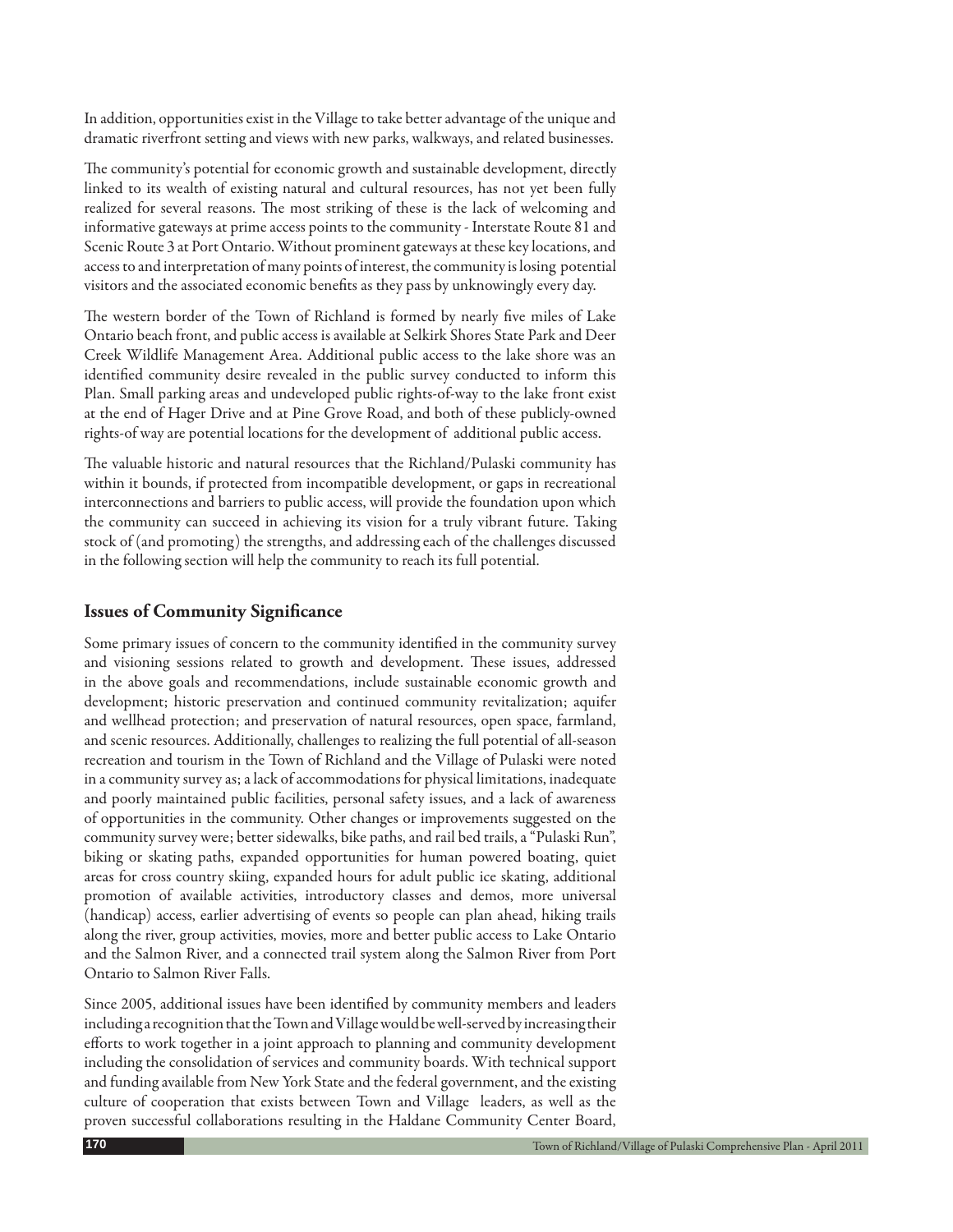In addition, opportunities exist in the Village to take better advantage of the unique and dramatic riverfront setting and views with new parks, walkways, and related businesses.

The community's potential for economic growth and sustainable development, directly linked to its wealth of existing natural and cultural resources, has not yet been fully realized for several reasons. The most striking of these is the lack of welcoming and informative gateways at prime access points to the community - Interstate Route 81 and Scenic Route 3 at Port Ontario. Without prominent gateways at these key locations, and access to and interpretation of many points of interest, the community is losing potential visitors and the associated economic benefits as they pass by unknowingly every day.

The western border of the Town of Richland is formed by nearly five miles of Lake Ontario beach front, and public access is available at Selkirk Shores State Park and Deer Creek Wildlife Management Area. Additional public access to the lake shore was an identified community desire revealed in the public survey conducted to inform this Plan. Small parking areas and undeveloped public rights-of-way to the lake front exist at the end of Hager Drive and at Pine Grove Road, and both of these publicly-owned rights-of way are potential locations for the development of additional public access.

The valuable historic and natural resources that the Richland/Pulaski community has within it bounds, if protected from incompatible development, or gaps in recreational interconnections and barriers to public access, will provide the foundation upon which the community can succeed in achieving its vision for a truly vibrant future. Taking stock of (and promoting) the strengths, and addressing each of the challenges discussed in the following section will help the community to reach its full potential.

## Issues of Community Significance

Some primary issues of concern to the community identified in the community survey and visioning sessions related to growth and development. These issues, addressed in the above goals and recommendations, include sustainable economic growth and development; historic preservation and continued community revitalization; aquifer and wellhead protection; and preservation of natural resources, open space, farmland, and scenic resources. Additionally, challenges to realizing the full potential of all-season recreation and tourism in the Town of Richland and the Village of Pulaski were noted in a community survey as; a lack of accommodations for physical limitations, inadequate and poorly maintained public facilities, personal safety issues, and a lack of awareness of opportunities in the community. Other changes or improvements suggested on the community survey were; better sidewalks, bike paths, and rail bed trails, a "Pulaski Run", biking or skating paths, expanded opportunities for human powered boating, quiet areas for cross country skiing, expanded hours for adult public ice skating, additional promotion of available activities, introductory classes and demos, more universal (handicap) access, earlier advertising of events so people can plan ahead, hiking trails along the river, group activities, movies, more and better public access to Lake Ontario and the Salmon River, and a connected trail system along the Salmon River from Port Ontario to Salmon River Falls.

Since 2005, additional issues have been identified by community members and leaders including a recognition that the Town and Village would be well-served by increasing their efforts to work together in a joint approach to planning and community development including the consolidation of services and community boards. With technical support and funding available from New York State and the federal government, and the existing culture of cooperation that exists between Town and Village leaders, as well as the proven successful collaborations resulting in the Haldane Community Center Board,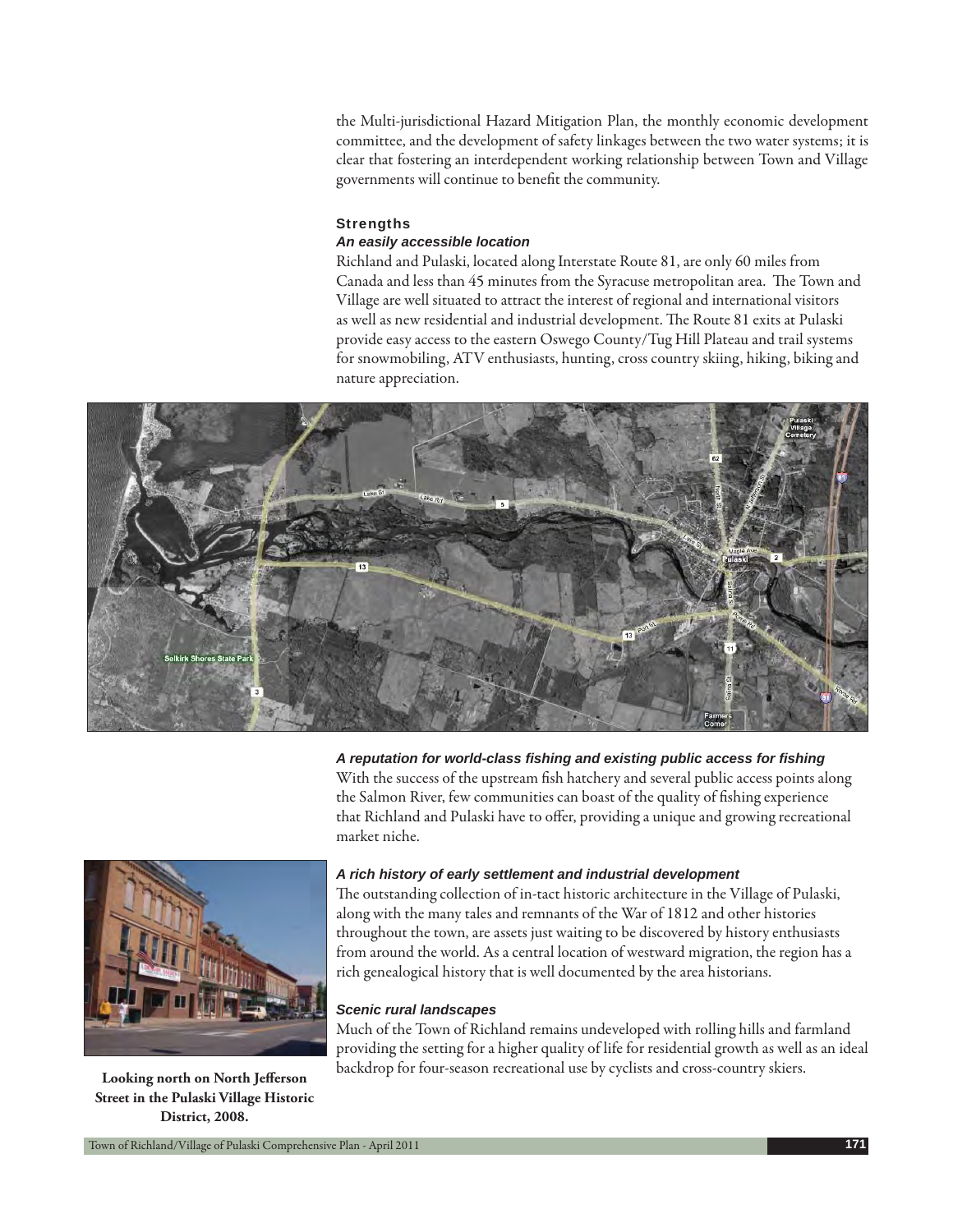the Multi-jurisdictional Hazard Mitigation Plan, the monthly economic development committee, and the development of safety linkages between the two water systems; it is clear that fostering an interdependent working relationship between Town and Village governments will continue to benefit the community.

### Strengths

#### *An easily accessible location*

Richland and Pulaski, located along Interstate Route 81, are only 60 miles from Canada and less than 45 minutes from the Syracuse metropolitan area. The Town and Village are well situated to attract the interest of regional and international visitors as well as new residential and industrial development. The Route 81 exits at Pulaski provide easy access to the eastern Oswego County/Tug Hill Plateau and trail systems for snowmobiling, ATV enthusiasts, hunting, cross country skiing, hiking, biking and nature appreciation.

#### *A reputation for world-class fishing and existing public access for fishing*

With the success of the upstream fish hatchery and several public access points along the Salmon River, few communities can boast of the quality of fishing experience that Richland and Pulaski have to offer, providing a unique and growing recreational market niche.

#### *A rich history of early settlement and industrial development*

The outstanding collection of in-tact historic architecture in the Village of Pulaski, along with the many tales and remnants of the War of 1812 and other histories throughout the town, are assets just waiting to be discovered by history enthusiasts from around the world. As a central location of westward migration, the region has a rich genealogical history that is well documented by the area historians.

#### *Scenic rural landscapes*

Much of the Town of Richland remains undeveloped with rolling hills and farmland providing the setting for a higher quality of life for residential growth as well as an ideal backdrop for four-season recreational use by cyclists and cross-country skiers.

**Looking north on North Jefferson Street in the Pulaski Village Historic District, 2008.**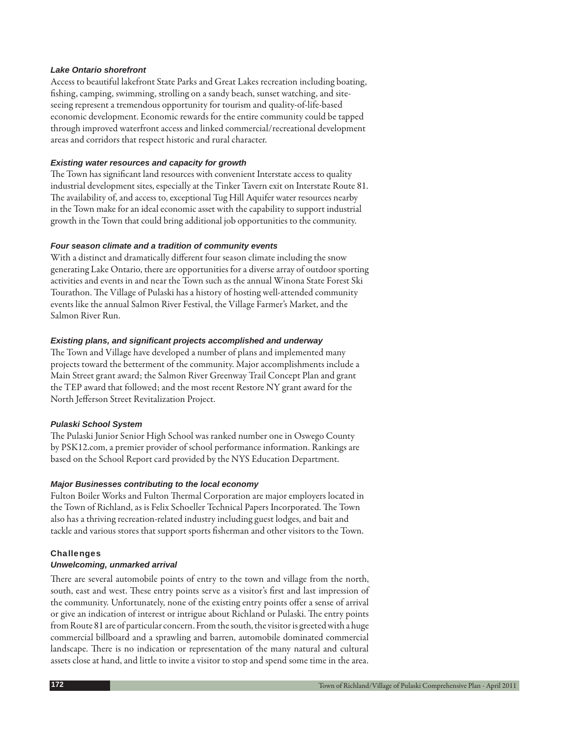#### *Lake Ontario shorefront*

Access to beautiful lakefront State Parks and Great Lakes recreation including boating, fishing, camping, swimming, strolling on a sandy beach, sunset watching, and site-seeing represent a tremendous opportunity for tourism and quality-of-life-based economic development. Economic rewards for the entire community could be tapped through improved waterfront access and linked commercial/recreational development areas and corridors that respect historic and rural character.

#### *Existing water resources and capacity for growth*

The Town has significant land resources with convenient Interstate access to quality industrial development sites, especially at the Tinker Tavern exit on Interstate Route 81. The availability of, and access to, exceptional Tug Hill Aquifer water resources nearby in the Town make for an ideal economic asset with the capability to support industrial growth in the Town that could bring additional job opportunities to the community.

#### *Four season climate and a tradition of community events*

With a distinct and dramatically different four season climate including the snow generating Lake Ontario, there are opportunities for a diverse array of outdoor sporting activities and events in and near the Town such as the annual Winona State Forest Ski Tourathon. The Village of Pulaski has a history of hosting well-attended community events like the annual Salmon River Festival, the Village Farmer's Market, and the Salmon River Run.

#### *Existing plans, and significant projects accomplished and underway*

The Town and Village have developed a number of plans and implemented many projects toward the betterment of the community. Major accomplishments include a Main Street grant award; the Salmon River Greenway Trail Concept Plan and grant the TEP award that followed; and the most recent Restore NY grant award for the North Jefferson Street Revitalization Project.

#### *Pulaski School System*

The Pulaski Junior Senior High School was ranked number one in Oswego County by PSK12.com, a premier provider of school performance information. Rankings are based on the School Report card provided by the NYS Education Department.

#### *Major Businesses contributing to the local economy*

Fulton Boiler Works and Fulton Thermal Corporation are major employers located in the Town of Richland, as is Felix Schoeller Technical Papers Incorporated. The Town also has a thriving recreation-related industry including guest lodges, and bait and tackle and various stores that support sports fisherman and other visitors to the Town.

### Challenges

#### *Unwelcoming, unmarked arrival*

There are several automobile points of entry to the town and village from the north, south, east and west. These entry points serve as a visitor's first and last impression of the community. Unfortunately, none of the existing entry points offer a sense of arrival or give an indication of interest or intrigue about Richland or Pulaski. The entry points from Route 81 are of particular concern. From the south, the visitor is greeted with a huge commercial billboard and a sprawling and barren, automobile dominated commercial landscape. There is no indication or representation of the many natural and cultural assets close at hand, and little to invite a visitor to stop and spend some time in the area.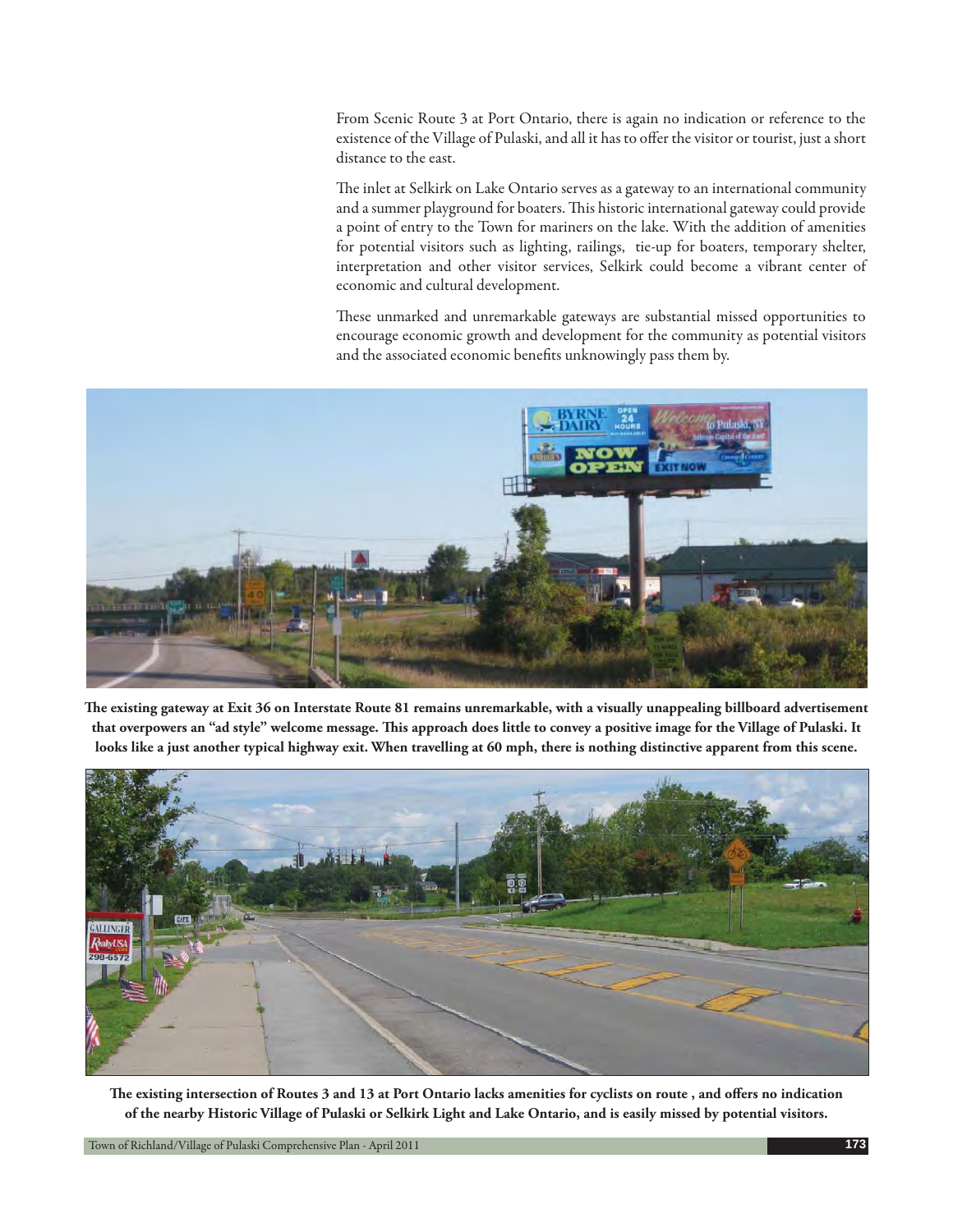From Scenic Route 3 at Port Ontario, there is again no indication or reference to the existence of the Village of Pulaski, and all it has to offer the visitor or tourist, just a short distance to the east.

The inlet at Selkirk on Lake Ontario serves as a gateway to an international community and a summer playground for boaters. This historic international gateway could provide a point of entry to the Town for mariners on the lake. With the addition of amenities for potential visitors such as lighting, railings, tie-up for boaters, temporary shelter, interpretation and other visitor services, Selkirk could become a vibrant center of economic and cultural development.

These unmarked and unremarkable gateways are substantial missed opportunities to encourage economic growth and development for the community as potential visitors and the associated economic benefits unknowingly pass them by.

**The existing gateway at Exit 36 on Interstate Route 81 remains unremarkable, with a visually unappealing billboard advertisement that overpowers an "ad style" welcome message. This approach does little to convey a positive image for the Village of Pulaski. It looks like a just another typical highway exit. When travelling at 60 mph, there is nothing distinctive apparent from this scene.**

**The existing intersection of Routes 3 and 13 at Port Ontario lacks amenities for cyclists on route , and offers no indication of the nearby Historic Village of Pulaski or Selkirk Light and Lake Ontario, and is easily missed by potential visitors.**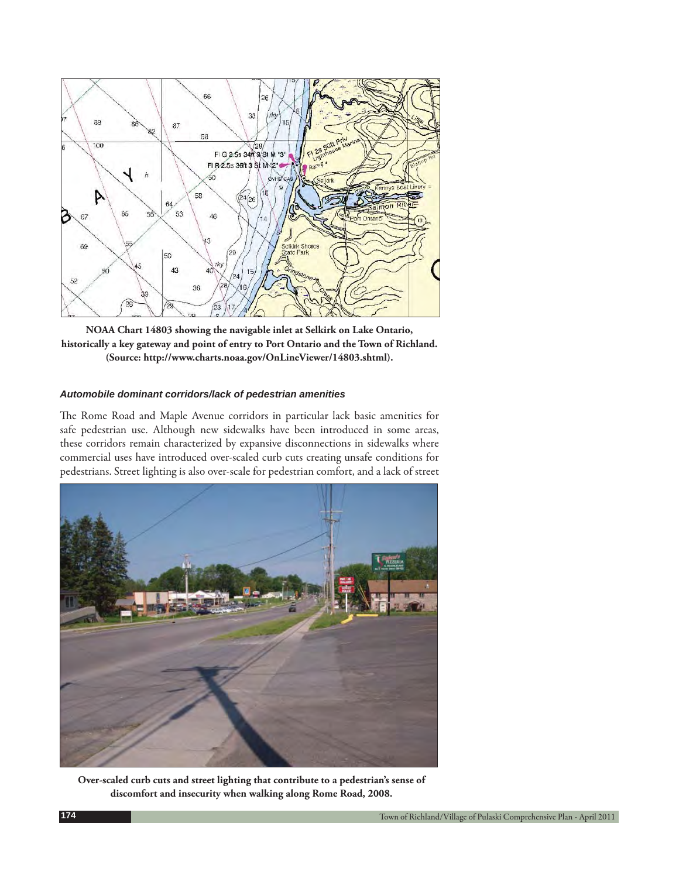**NOAA Chart 14803 showing the navigable inlet at Selkirk on Lake Ontario, historically a key gateway and point of entry to Port Ontario and the Town of Richland. (Source: http://www.charts.noaa.gov/OnLineViewer/14803.shtml).**

#### *Automobile dominant corridors/lack of pedestrian amenities*

The Rome Road and Maple Avenue corridors in particular lack basic amenities for safe pedestrian use. Although new sidewalks have been introduced in some areas, these corridors remain characterized by expansive disconnections in sidewalks where commercial uses have introduced over-scaled curb cuts creating unsafe conditions for pedestrians. Street lighting is also over-scale for pedestrian comfort, and a lack of street

**Over-scaled curb cuts and street lighting that contribute to a pedestrian's sense of discomfort and insecurity when walking along Rome Road, 2008.**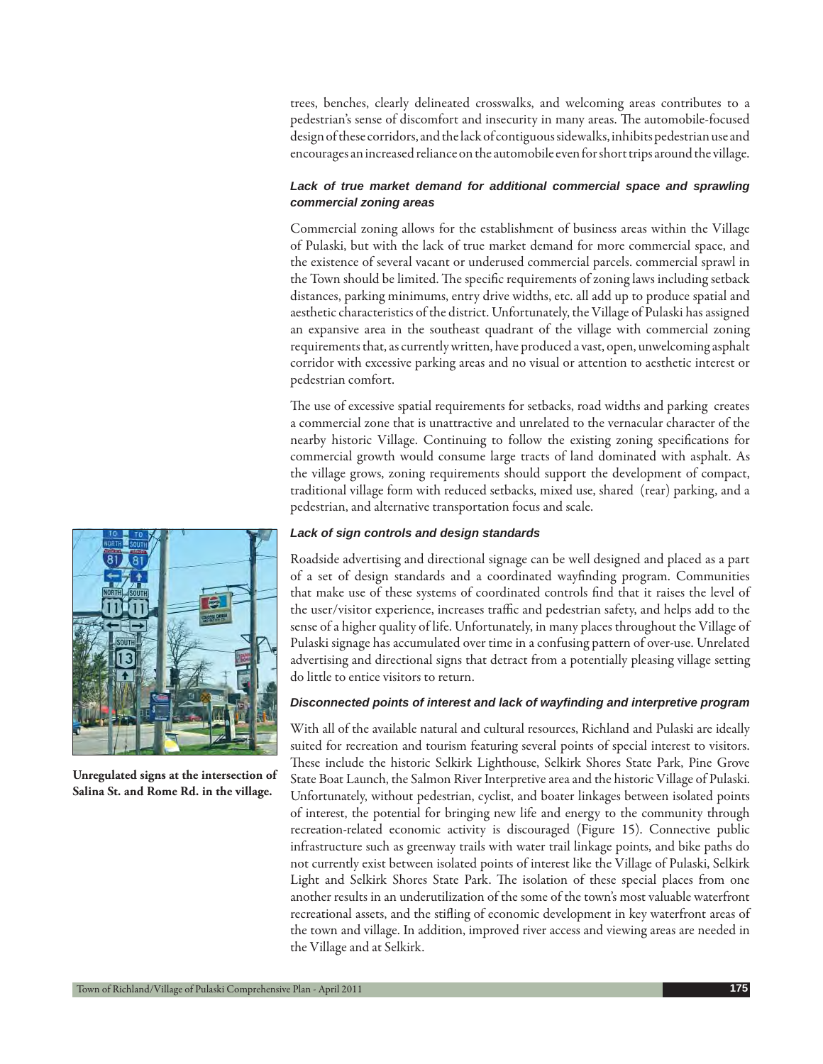trees, benches, clearly delineated crosswalks, and welcoming areas contributes to a pedestrian's sense of discomfort and insecurity in many areas. The automobile-focused design of these corridors, and the lack of contiguous sidewalks, inhibits pedestrian use and encourages an increased reliance on the automobile even for short trips around the village.

#### *Lack of true market demand for additional commercial space and sprawling commercial zoning areas*

Commercial zoning allows for the establishment of business areas within the Village of Pulaski, but with the lack of true market demand for more commercial space, and the existence of several vacant or underused commercial parcels. commercial sprawl in the Town should be limited. The specific requirements of zoning laws including setback distances, parking minimums, entry drive widths, etc. all add up to produce spatial and aesthetic characteristics of the district. Unfortunately, the Village of Pulaski has assigned an expansive area in the southeast quadrant of the village with commercial zoning requirements that, as currently written, have produced a vast, open, unwelcoming asphalt corridor with excessive parking areas and no visual or attention to aesthetic interest or pedestrian comfort.

The use of excessive spatial requirements for setbacks, road widths and parking creates a commercial zone that is unattractive and unrelated to the vernacular character of the nearby historic Village. Continuing to follow the existing zoning specifications for commercial growth would consume large tracts of land dominated with asphalt. As the village grows, zoning requirements should support the development of compact, traditional village form with reduced setbacks, mixed use, shared (rear) parking, and a pedestrian, and alternative transportation focus and scale.

#### *Lack of sign controls and design standards*

Roadside advertising and directional signage can be well designed and placed as a part of a set of design standards and a coordinated wayfinding program. Communities that make use of these systems of coordinated controls find that it raises the level of the user/visitor experience, increases traffic and pedestrian safety, and helps add to the sense of a higher quality of life. Unfortunately, in many places throughout the Village of Pulaski signage has accumulated over time in a confusing pattern of over-use. Unrelated advertising and directional signs that detract from a potentially pleasing village setting do little to entice visitors to return.

**Unregulated signs at the intersection of Salina St. and Rome Rd. in the village.**

#### *Disconnected points of interest and lack of wayfinding and interpretive program*

With all of the available natural and cultural resources, Richland and Pulaski are ideally suited for recreation and tourism featuring several points of special interest to visitors. These include the historic Selkirk Lighthouse, Selkirk Shores State Park, Pine Grove State Boat Launch, the Salmon River Interpretive area and the historic Village of Pulaski. Unfortunately, without pedestrian, cyclist, and boater linkages between isolated points of interest, the potential for bringing new life and energy to the community through recreation-related economic activity is discouraged (Figure 15). Connective public infrastructure such as greenway trails with water trail linkage points, and bike paths do not currently exist between isolated points of interest like the Village of Pulaski, Selkirk Light and Selkirk Shores State Park. The isolation of these special places from one another results in an underutilization of the some of the town's most valuable waterfront recreational assets, and the stifling of economic development in key waterfront areas of the town and village. In addition, improved river access and viewing areas are needed in the Village and at Selkirk.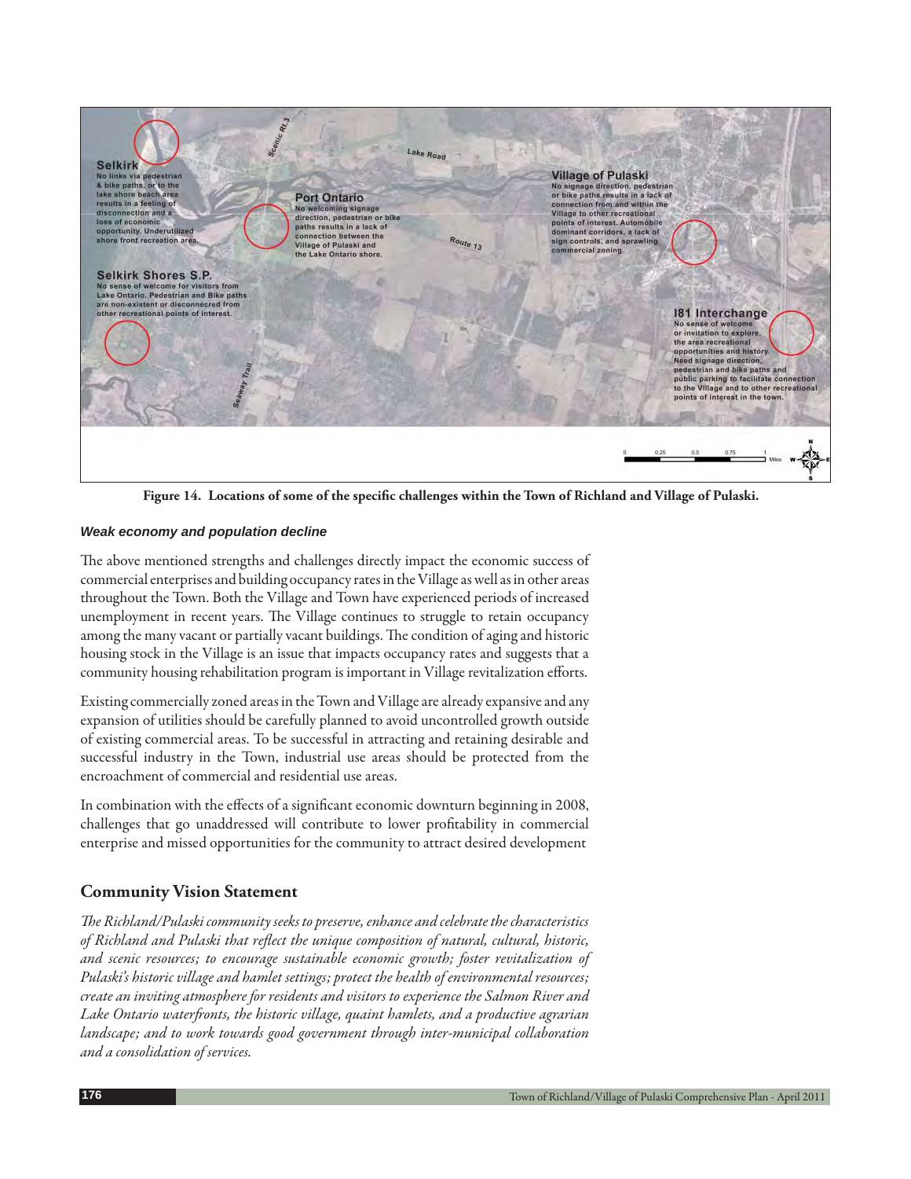**Selkirk**
No links via pedestrian & bike paths, or to the lake shore beach area results in a feeling of disconnection and a loss of economic opportunity. Underutilized shore front recreation area.

**Port Ontario**
No welcoming signage direction, pedestrian or bike paths results in a lack of connection between the Village of Pulaski and the Lake Ontario shore.

**Village of Pulaski**
No signage direction, pedestrian or bike paths results in a lack of connection from and within the Village to other recreational points of interest. Automobile dominant corridors, a lack of sign controls, and sprawling commercial zoning.

**Selkirk Shores S.P.**
No sense of welcome for visitors from Lake Ontario. Pedestrian and Bike paths are non-existent or disconnecred from other recreational points of interest.

**I81 Interchange**
No sense of welcome or invitation to explore, the area recreational opportunities and history. Need signage direction, pedestrian and bike paths and public parking to facilitate connection to the Village and to other recreational points of interest in the town.

**Figure 14. Locations of some of the specific challenges within the Town of Richland and Village of Pulaski.**

#### *Weak economy and population decline*

The above mentioned strengths and challenges directly impact the economic success of commercial enterprises and building occupancy rates in the Village as well as in other areas throughout the Town. Both the Village and Town have experienced periods of increased unemployment in recent years. The Village continues to struggle to retain occupancy among the many vacant or partially vacant buildings. The condition of aging and historic housing stock in the Village is an issue that impacts occupancy rates and suggests that a community housing rehabilitation program is important in Village revitalization efforts.

Existing commercially zoned areas in the Town and Village are already expansive and any expansion of utilities should be carefully planned to avoid uncontrolled growth outside of existing commercial areas. To be successful in attracting and retaining desirable and successful industry in the Town, industrial use areas should be protected from the encroachment of commercial and residential use areas.

In combination with the effects of a significant economic downturn beginning in 2008, challenges that go unaddressed will contribute to lower profitability in commercial enterprise and missed opportunities for the community to attract desired development

## Community Vision Statement

*The Richland/Pulaski community seeks to preserve, enhance and celebrate the characteristics of Richland and Pulaski that reflect the unique composition of natural, cultural, historic, and scenic resources; to encourage sustainable economic growth; foster revitalization of Pulaski's historic village and hamlet settings; protect the health of environmental resources; create an inviting atmosphere for residents and visitors to experience the Salmon River and Lake Ontario waterfronts, the historic village, quaint hamlets, and a productive agrarian landscape; and to work towards good government through inter-municipal collaboration and a consolidation of services.*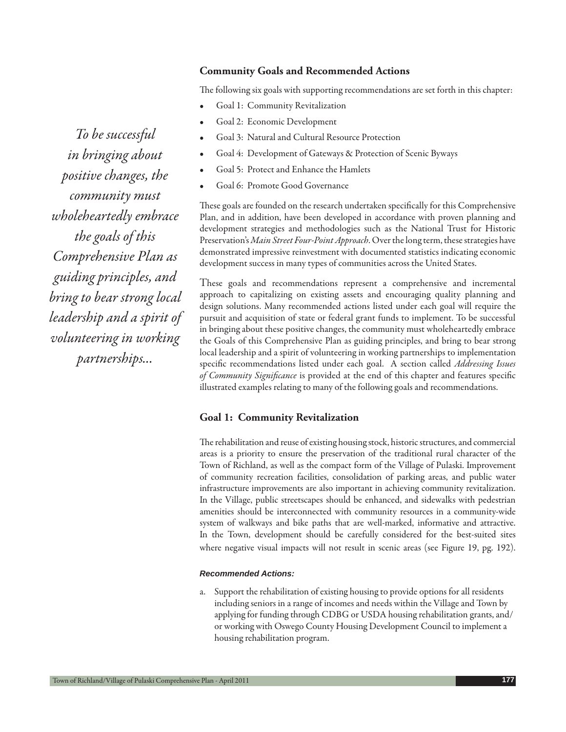*To be successful in bringing about positive changes, the community must wholeheartedly embrace the goals of this Comprehensive Plan as guiding principles, and bring to bear strong local leadership and a spirit of volunteering in working partnerships...*

### Community Goals and Recommended Actions

The following six goals with supporting recommendations are set forth in this chapter:

- Goal 1: Community Revitalization
- Goal 2: Economic Development
- Goal 3: Natural and Cultural Resource Protection
- Goal 4: Development of Gateways & Protection of Scenic Byways
- Goal 5: Protect and Enhance the Hamlets
- Goal 6: Promote Good Governance

These goals are founded on the research undertaken specifically for this Comprehensive Plan, and in addition, have been developed in accordance with proven planning and development strategies and methodologies such as the National Trust for Historic Preservation's *Main Street Four-Point Approach*. Over the long term, these strategies have demonstrated impressive reinvestment with documented statistics indicating economic development success in many types of communities across the United States.

These goals and recommendations represent a comprehensive and incremental approach to capitalizing on existing assets and encouraging quality planning and design solutions. Many recommended actions listed under each goal will require the pursuit and acquisition of state or federal grant funds to implement. To be successful in bringing about these positive changes, the community must wholeheartedly embrace the Goals of this Comprehensive Plan as guiding principles, and bring to bear strong local leadership and a spirit of volunteering in working partnerships to implementation specific recommendations listed under each goal. A section called *Addressing Issues of Community Significance* is provided at the end of this chapter and features specific illustrated examples relating to many of the following goals and recommendations.

### Goal 1: Community Revitalization

The rehabilitation and reuse of existing housing stock, historic structures, and commercial areas is a priority to ensure the preservation of the traditional rural character of the Town of Richland, as well as the compact form of the Village of Pulaski. Improvement of community recreation facilities, consolidation of parking areas, and public water infrastructure improvements are also important in achieving community revitalization. In the Village, public streetscapes should be enhanced, and sidewalks with pedestrian amenities should be interconnected with community resources in a community-wide system of walkways and bike paths that are well-marked, informative and attractive. In the Town, development should be carefully considered for the best-suited sites where negative visual impacts will not result in scenic areas (see Figure 19, pg. 192).

***Recommended Actions:***

a. Support the rehabilitation of existing housing to provide options for all residents including seniors in a range of incomes and needs within the Village and Town by applying for funding through CDBG or USDA housing rehabilitation grants, and/or working with Oswego County Housing Development Council to implement a housing rehabilitation program.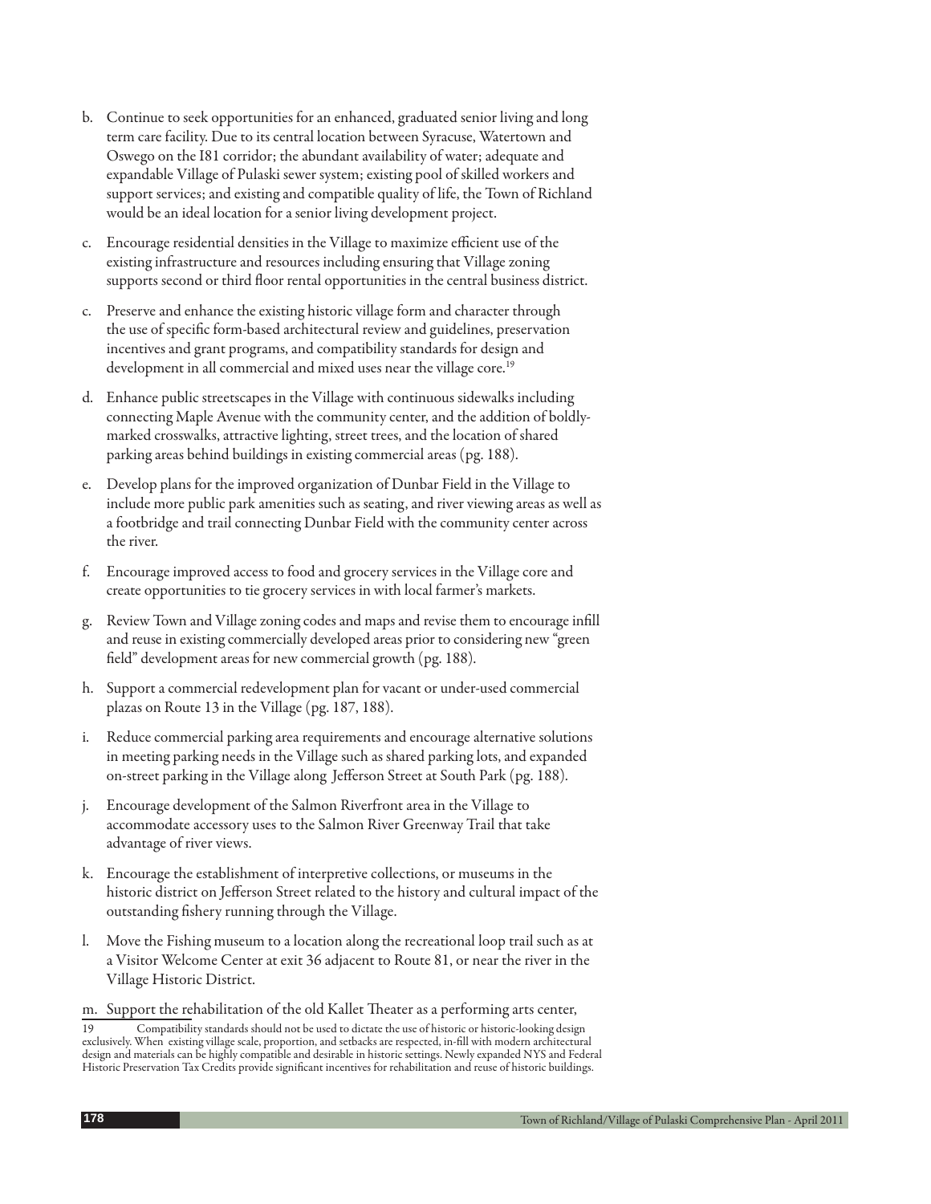b. Continue to seek opportunities for an enhanced, graduated senior living and long term care facility. Due to its central location between Syracuse, Watertown and Oswego on the I81 corridor; the abundant availability of water; adequate and expandable Village of Pulaski sewer system; existing pool of skilled workers and support services; and existing and compatible quality of life, the Town of Richland would be an ideal location for a senior living development project.

c. Encourage residential densities in the Village to maximize efficient use of the existing infrastructure and resources including ensuring that Village zoning supports second or third floor rental opportunities in the central business district.

c. Preserve and enhance the existing historic village form and character through the use of specific form-based architectural review and guidelines, preservation incentives and grant programs, and compatibility standards for design and development in all commercial and mixed uses near the village core.[19]

d. Enhance public streetscapes in the Village with continuous sidewalks including connecting Maple Avenue with the community center, and the addition of boldly-marked crosswalks, attractive lighting, street trees, and the location of shared parking areas behind buildings in existing commercial areas (pg. 188).

e. Develop plans for the improved organization of Dunbar Field in the Village to include more public park amenities such as seating, and river viewing areas as well as a footbridge and trail connecting Dunbar Field with the community center across the river.

f. Encourage improved access to food and grocery services in the Village core and create opportunities to tie grocery services in with local farmer's markets.

g. Review Town and Village zoning codes and maps and revise them to encourage infill and reuse in existing commercially developed areas prior to considering new "green field" development areas for new commercial growth (pg. 188).

h. Support a commercial redevelopment plan for vacant or under-used commercial plazas on Route 13 in the Village (pg. 187, 188).

i. Reduce commercial parking area requirements and encourage alternative solutions in meeting parking needs in the Village such as shared parking lots, and expanded on-street parking in the Village along Jefferson Street at South Park (pg. 188).

j. Encourage development of the Salmon Riverfront area in the Village to accommodate accessory uses to the Salmon River Greenway Trail that take advantage of river views.

k. Encourage the establishment of interpretive collections, or museums in the historic district on Jefferson Street related to the history and cultural impact of the outstanding fishery running through the Village.

l. Move the Fishing museum to a location along the recreational loop trail such as at a Visitor Welcome Center at exit 36 adjacent to Route 81, or near the river in the Village Historic District.

m. Support the rehabilitation of the old Kallet Theater as a performing arts center,

---

19 Compatibility standards should not be used to dictate the use of historic or historic-looking design exclusively. When existing village scale, proportion, and setbacks are respected, in-fill with modern architectural design and materials can be highly compatible and desirable in historic settings. Newly expanded NYS and Federal Historic Preservation Tax Credits provide significant incentives for rehabilitation and reuse of historic buildings.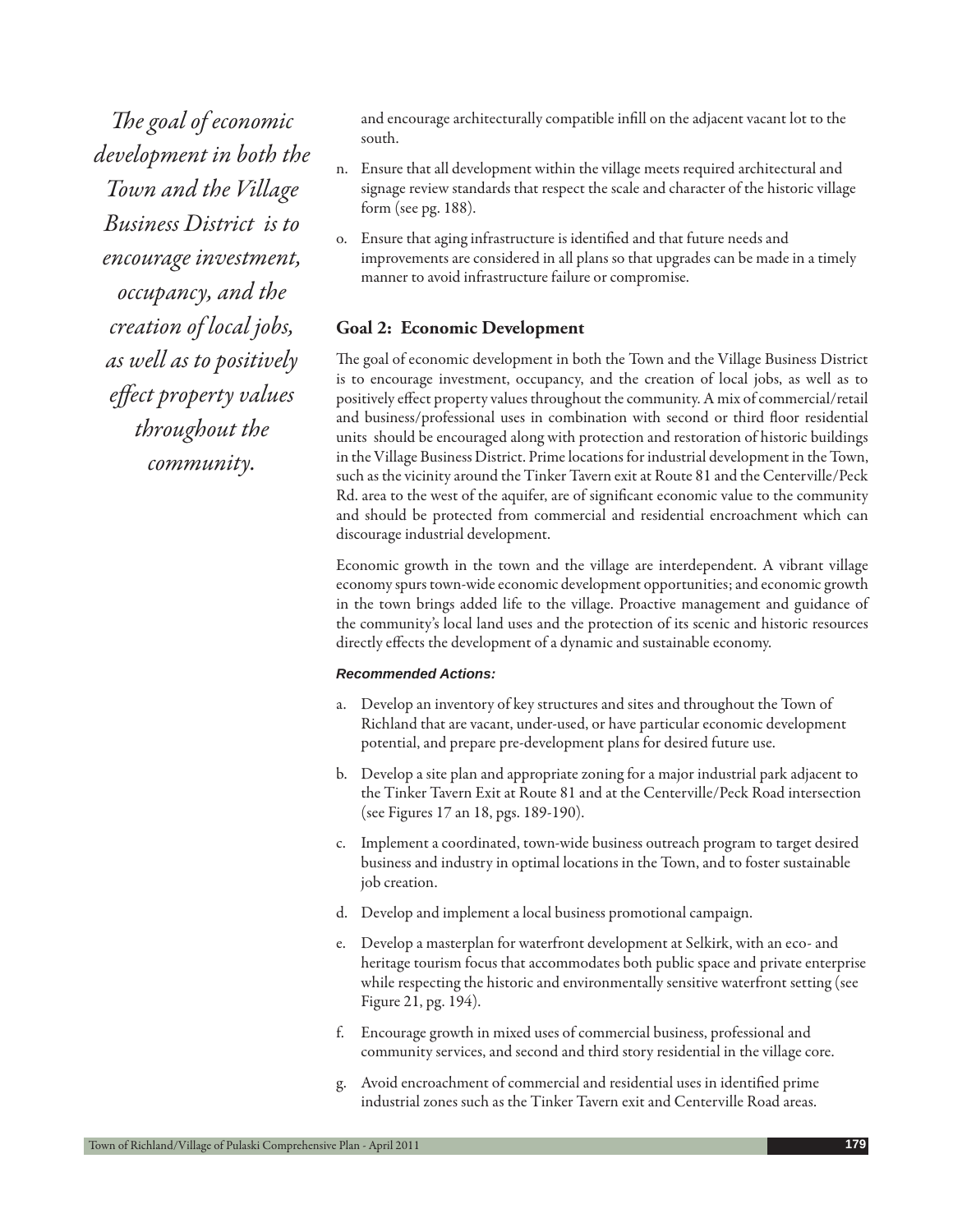*The goal of economic development in both the Town and the Village Business District is to encourage investment, occupancy, and the creation of local jobs, as well as to positively effect property values throughout the community.*

and encourage architecturally compatible infill on the adjacent vacant lot to the south.

n. Ensure that all development within the village meets required architectural and signage review standards that respect the scale and character of the historic village form (see pg. 188).

o. Ensure that aging infrastructure is identified and that future needs and improvements are considered in all plans so that upgrades can be made in a timely manner to avoid infrastructure failure or compromise.

## Goal 2: Economic Development

The goal of economic development in both the Town and the Village Business District is to encourage investment, occupancy, and the creation of local jobs, as well as to positively effect property values throughout the community. A mix of commercial/retail and business/professional uses in combination with second or third floor residential units should be encouraged along with protection and restoration of historic buildings in the Village Business District. Prime locations for industrial development in the Town, such as the vicinity around the Tinker Tavern exit at Route 81 and the Centerville/Peck Rd. area to the west of the aquifer, are of significant economic value to the community and should be protected from commercial and residential encroachment which can discourage industrial development.

Economic growth in the town and the village are interdependent. A vibrant village economy spurs town-wide economic development opportunities; and economic growth in the town brings added life to the village. Proactive management and guidance of the community's local land uses and the protection of its scenic and historic resources directly effects the development of a dynamic and sustainable economy.

***Recommended Actions:***

a. Develop an inventory of key structures and sites and throughout the Town of Richland that are vacant, under-used, or have particular economic development potential, and prepare pre-development plans for desired future use.

b. Develop a site plan and appropriate zoning for a major industrial park adjacent to the Tinker Tavern Exit at Route 81 and at the Centerville/Peck Road intersection (see Figures 17 an 18, pgs. 189-190).

c. Implement a coordinated, town-wide business outreach program to target desired business and industry in optimal locations in the Town, and to foster sustainable job creation.

d. Develop and implement a local business promotional campaign.

e. Develop a masterplan for waterfront development at Selkirk, with an eco- and heritage tourism focus that accommodates both public space and private enterprise while respecting the historic and environmentally sensitive waterfront setting (see Figure 21, pg. 194).

f. Encourage growth in mixed uses of commercial business, professional and community services, and second and third story residential in the village core.

g. Avoid encroachment of commercial and residential uses in identified prime industrial zones such as the Tinker Tavern exit and Centerville Road areas.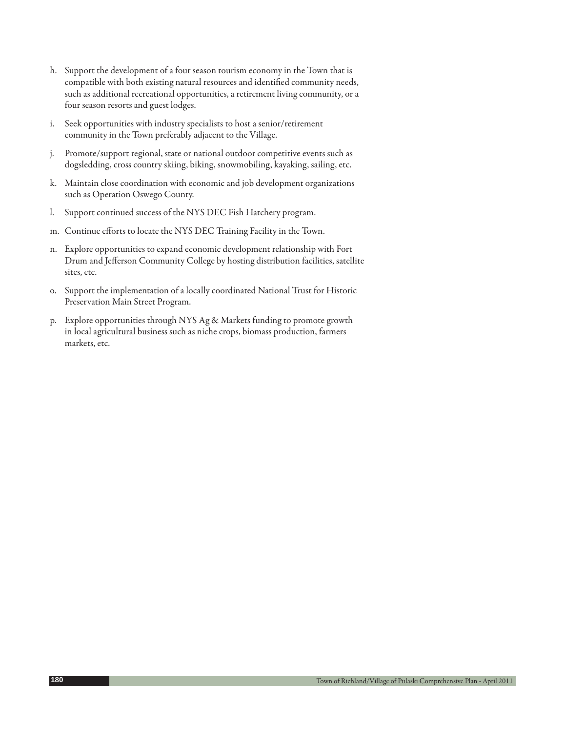h. Support the development of a four season tourism economy in the Town that is compatible with both existing natural resources and identified community needs, such as additional recreational opportunities, a retirement living community, or a four season resorts and guest lodges.

i. Seek opportunities with industry specialists to host a senior/retirement community in the Town preferably adjacent to the Village.

j. Promote/support regional, state or national outdoor competitive events such as dogsledding, cross country skiing, biking, snowmobiling, kayaking, sailing, etc.

k. Maintain close coordination with economic and job development organizations such as Operation Oswego County.

l. Support continued success of the NYS DEC Fish Hatchery program.

m. Continue efforts to locate the NYS DEC Training Facility in the Town.

n. Explore opportunities to expand economic development relationship with Fort Drum and Jefferson Community College by hosting distribution facilities, satellite sites, etc.

o. Support the implementation of a locally coordinated National Trust for Historic Preservation Main Street Program.

p. Explore opportunities through NYS Ag & Markets funding to promote growth in local agricultural business such as niche crops, biomass production, farmers markets, etc.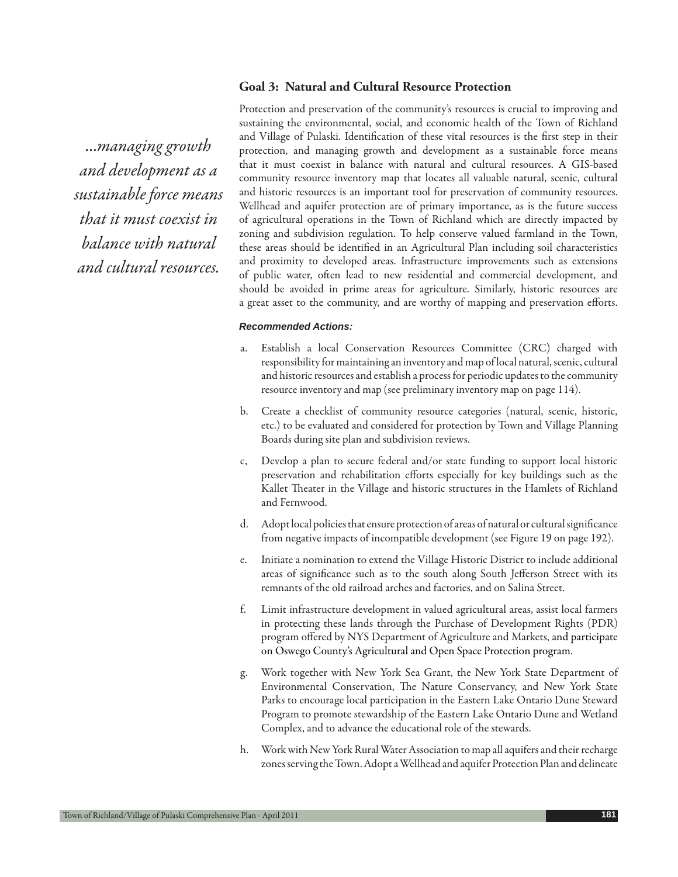## Goal 3: Natural and Cultural Resource Protection

*...managing growth and development as a sustainable force means that it must coexist in balance with natural and cultural resources.*

Protection and preservation of the community's resources is crucial to improving and sustaining the environmental, social, and economic health of the Town of Richland and Village of Pulaski. Identification of these vital resources is the first step in their protection, and managing growth and development as a sustainable force means that it must coexist in balance with natural and cultural resources. A GIS-based community resource inventory map that locates all valuable natural, scenic, cultural and historic resources is an important tool for preservation of community resources. Wellhead and aquifer protection are of primary importance, as is the future success of agricultural operations in the Town of Richland which are directly impacted by zoning and subdivision regulation. To help conserve valued farmland in the Town, these areas should be identified in an Agricultural Plan including soil characteristics and proximity to developed areas. Infrastructure improvements such as extensions of public water, often lead to new residential and commercial development, and should be avoided in prime areas for agriculture. Similarly, historic resources are a great asset to the community, and are worthy of mapping and preservation efforts.

***Recommended Actions:***

a. Establish a local Conservation Resources Committee (CRC) charged with responsibility for maintaining an inventory and map of local natural, scenic, cultural and historic resources and establish a process for periodic updates to the community resource inventory and map (see preliminary inventory map on page 114).

b. Create a checklist of community resource categories (natural, scenic, historic, etc.) to be evaluated and considered for protection by Town and Village Planning Boards during site plan and subdivision reviews.

c, Develop a plan to secure federal and/or state funding to support local historic preservation and rehabilitation efforts especially for key buildings such as the Kallet Theater in the Village and historic structures in the Hamlets of Richland and Fernwood.

d. Adopt local policies that ensure protection of areas of natural or cultural significance from negative impacts of incompatible development (see Figure 19 on page 192).

e. Initiate a nomination to extend the Village Historic District to include additional areas of significance such as to the south along South Jefferson Street with its remnants of the old railroad arches and factories, and on Salina Street.

f. Limit infrastructure development in valued agricultural areas, assist local farmers in protecting these lands through the Purchase of Development Rights (PDR) program offered by NYS Department of Agriculture and Markets, and participate on Oswego County's Agricultural and Open Space Protection program.

g. Work together with New York Sea Grant, the New York State Department of Environmental Conservation, The Nature Conservancy, and New York State Parks to encourage local participation in the Eastern Lake Ontario Dune Steward Program to promote stewardship of the Eastern Lake Ontario Dune and Wetland Complex, and to advance the educational role of the stewards.

h. Work with New York Rural Water Association to map all aquifers and their recharge zones serving the Town. Adopt a Wellhead and aquifer Protection Plan and delineate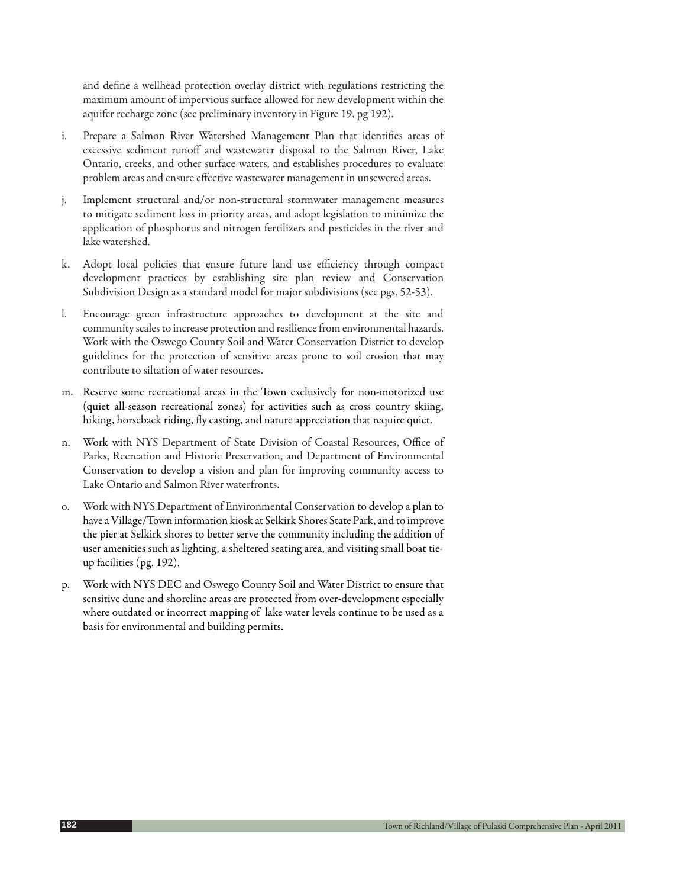and define a wellhead protection overlay district with regulations restricting the maximum amount of impervious surface allowed for new development within the aquifer recharge zone (see preliminary inventory in Figure 19, pg 192).

i. Prepare a Salmon River Watershed Management Plan that identifies areas of excessive sediment runoff and wastewater disposal to the Salmon River, Lake Ontario, creeks, and other surface waters, and establishes procedures to evaluate problem areas and ensure effective wastewater management in unsewered areas.

j. Implement structural and/or non-structural stormwater management measures to mitigate sediment loss in priority areas, and adopt legislation to minimize the application of phosphorus and nitrogen fertilizers and pesticides in the river and lake watershed.

k. Adopt local policies that ensure future land use efficiency through compact development practices by establishing site plan review and Conservation Subdivision Design as a standard model for major subdivisions (see pgs. 52-53).

l. Encourage green infrastructure approaches to development at the site and community scales to increase protection and resilience from environmental hazards. Work with the Oswego County Soil and Water Conservation District to develop guidelines for the protection of sensitive areas prone to soil erosion that may contribute to siltation of water resources.

m. Reserve some recreational areas in the Town exclusively for non-motorized use (quiet all-season recreational zones) for activities such as cross country skiing, hiking, horseback riding, fly casting, and nature appreciation that require quiet.

n. Work with NYS Department of State Division of Coastal Resources, Office of Parks, Recreation and Historic Preservation, and Department of Environmental Conservation to develop a vision and plan for improving community access to Lake Ontario and Salmon River waterfronts.

o. Work with NYS Department of Environmental Conservation to develop a plan to have a Village/Town information kiosk at Selkirk Shores State Park, and to improve the pier at Selkirk shores to better serve the community including the addition of user amenities such as lighting, a sheltered seating area, and visiting small boat tie-up facilities (pg. 192).

p. Work with NYS DEC and Oswego County Soil and Water District to ensure that sensitive dune and shoreline areas are protected from over-development especially where outdated or incorrect mapping of lake water levels continue to be used as a basis for environmental and building permits.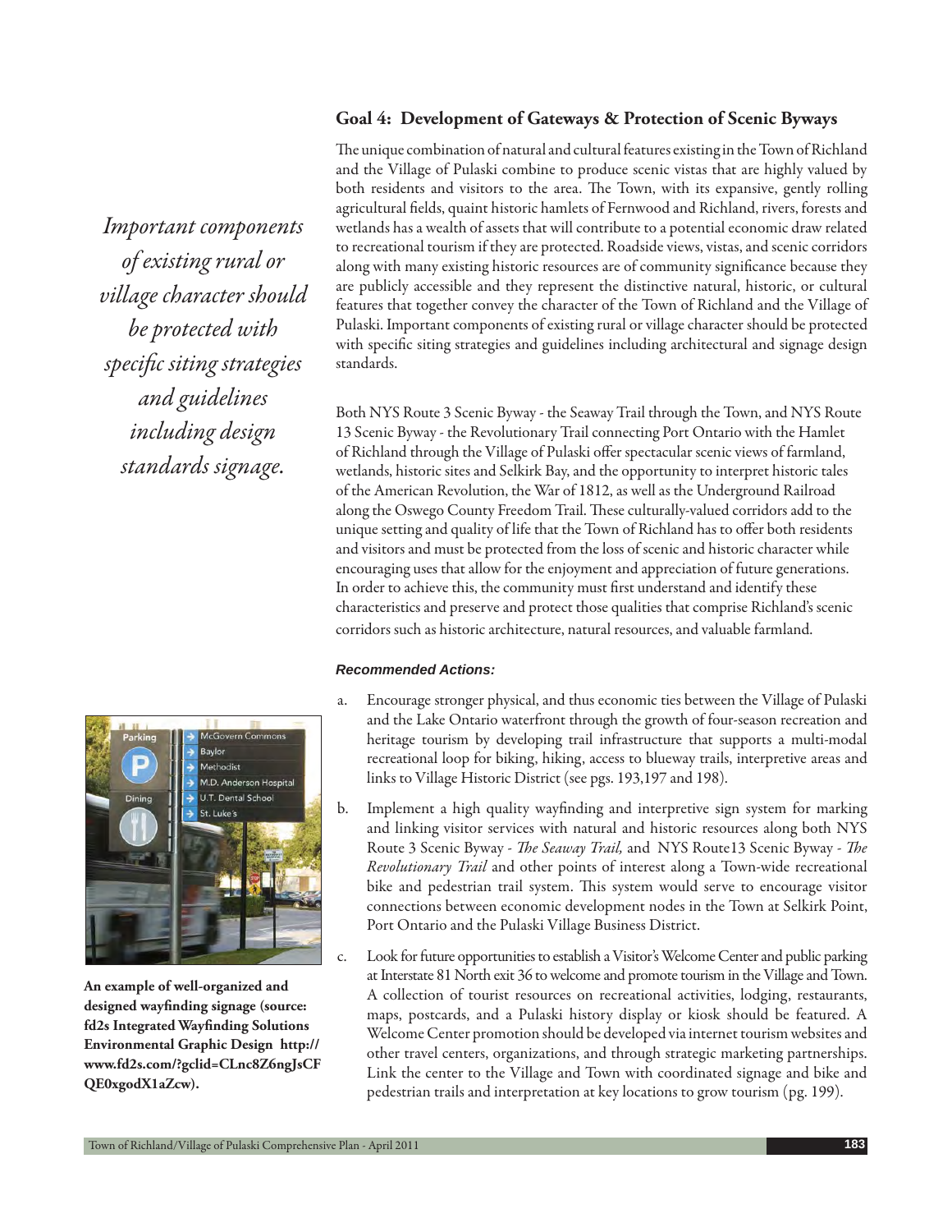## Goal 4: Development of Gateways & Protection of Scenic Byways

*Important components of existing rural or village character should be protected with specific siting strategies and guidelines including design standards signage.*

The unique combination of natural and cultural features existing in the Town of Richland and the Village of Pulaski combine to produce scenic vistas that are highly valued by both residents and visitors to the area. The Town, with its expansive, gently rolling agricultural fields, quaint historic hamlets of Fernwood and Richland, rivers, forests and wetlands has a wealth of assets that will contribute to a potential economic draw related to recreational tourism if they are protected. Roadside views, vistas, and scenic corridors along with many existing historic resources are of community significance because they are publicly accessible and they represent the distinctive natural, historic, or cultural features that together convey the character of the Town of Richland and the Village of Pulaski. Important components of existing rural or village character should be protected with specific siting strategies and guidelines including architectural and signage design standards.

Both NYS Route 3 Scenic Byway - the Seaway Trail through the Town, and NYS Route 13 Scenic Byway - the Revolutionary Trail connecting Port Ontario with the Hamlet of Richland through the Village of Pulaski offer spectacular scenic views of farmland, wetlands, historic sites and Selkirk Bay, and the opportunity to interpret historic tales of the American Revolution, the War of 1812, as well as the Underground Railroad along the Oswego County Freedom Trail. These culturally-valued corridors add to the unique setting and quality of life that the Town of Richland has to offer both residents and visitors and must be protected from the loss of scenic and historic character while encouraging uses that allow for the enjoyment and appreciation of future generations. In order to achieve this, the community must first understand and identify these characteristics and preserve and protect those qualities that comprise Richland's scenic corridors such as historic architecture, natural resources, and valuable farmland.

***Recommended Actions:***

a. Encourage stronger physical, and thus economic ties between the Village of Pulaski and the Lake Ontario waterfront through the growth of four-season recreation and heritage tourism by developing trail infrastructure that supports a multi-modal recreational loop for biking, hiking, access to blueway trails, interpretive areas and links to Village Historic District (see pgs. 193,197 and 198).

b. Implement a high quality wayfinding and interpretive sign system for marking and linking visitor services with natural and historic resources along both NYS Route 3 Scenic Byway - *The Seaway Trail,* and NYS Route13 Scenic Byway - *The Revolutionary Trail* and other points of interest along a Town-wide recreational bike and pedestrian trail system. This system would serve to encourage visitor connections between economic development nodes in the Town at Selkirk Point, Port Ontario and the Pulaski Village Business District.

c. Look for future opportunities to establish a Visitor's Welcome Center and public parking at Interstate 81 North exit 36 to welcome and promote tourism in the Village and Town. A collection of tourist resources on recreational activities, lodging, restaurants, maps, postcards, and a Pulaski history display or kiosk should be featured. A Welcome Center promotion should be developed via internet tourism websites and other travel centers, organizations, and through strategic marketing partnerships. Link the center to the Village and Town with coordinated signage and bike and pedestrian trails and interpretation at key locations to grow tourism (pg. 199).

**An example of well-organized and designed wayfinding signage (source: fd2s Integrated Wayfinding Solutions Environmental Graphic Design http://www.fd2s.com/?gclid=CLnc8Z6ngJsCFQE0xgodX1aZcw).**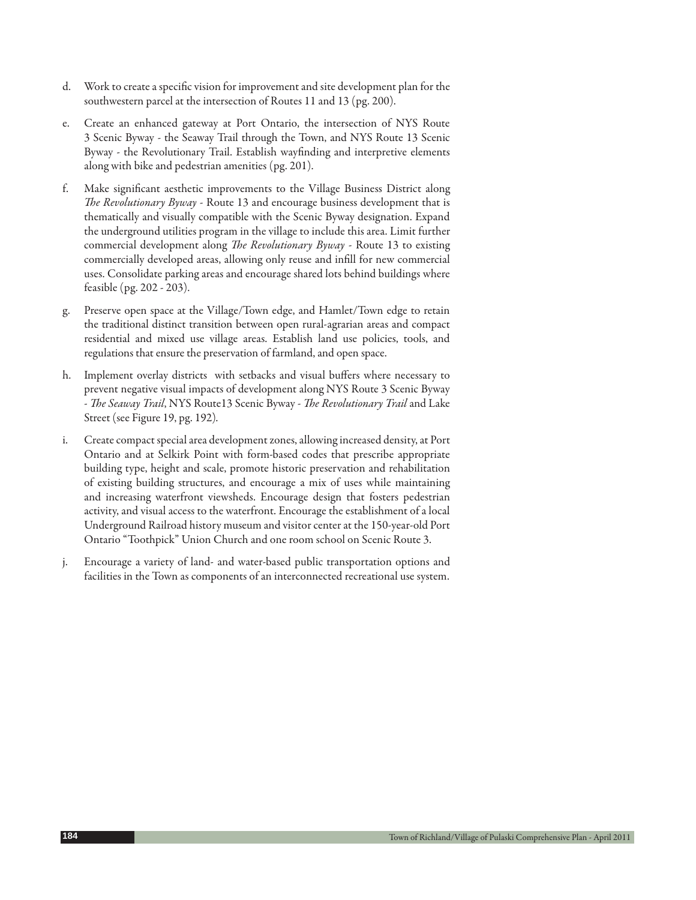d. Work to create a specific vision for improvement and site development plan for the southwestern parcel at the intersection of Routes 11 and 13 (pg. 200).

e. Create an enhanced gateway at Port Ontario, the intersection of NYS Route 3 Scenic Byway - the Seaway Trail through the Town, and NYS Route 13 Scenic Byway - the Revolutionary Trail. Establish wayfinding and interpretive elements along with bike and pedestrian amenities (pg. 201).

f. Make significant aesthetic improvements to the Village Business District along *The Revolutionary Byway* - Route 13 and encourage business development that is thematically and visually compatible with the Scenic Byway designation. Expand the underground utilities program in the village to include this area. Limit further commercial development along *The Revolutionary Byway* - Route 13 to existing commercially developed areas, allowing only reuse and infill for new commercial uses. Consolidate parking areas and encourage shared lots behind buildings where feasible (pg. 202 - 203).

g. Preserve open space at the Village/Town edge, and Hamlet/Town edge to retain the traditional distinct transition between open rural-agrarian areas and compact residential and mixed use village areas. Establish land use policies, tools, and regulations that ensure the preservation of farmland, and open space.

h. Implement overlay districts with setbacks and visual buffers where necessary to prevent negative visual impacts of development along NYS Route 3 Scenic Byway - *The Seaway Trail*, NYS Route13 Scenic Byway - *The Revolutionary Trail* and Lake Street (see Figure 19, pg. 192).

i. Create compact special area development zones, allowing increased density, at Port Ontario and at Selkirk Point with form-based codes that prescribe appropriate building type, height and scale, promote historic preservation and rehabilitation of existing building structures, and encourage a mix of uses while maintaining and increasing waterfront viewsheds. Encourage design that fosters pedestrian activity, and visual access to the waterfront. Encourage the establishment of a local Underground Railroad history museum and visitor center at the 150-year-old Port Ontario "Toothpick" Union Church and one room school on Scenic Route 3.

j. Encourage a variety of land- and water-based public transportation options and facilities in the Town as components of an interconnected recreational use system.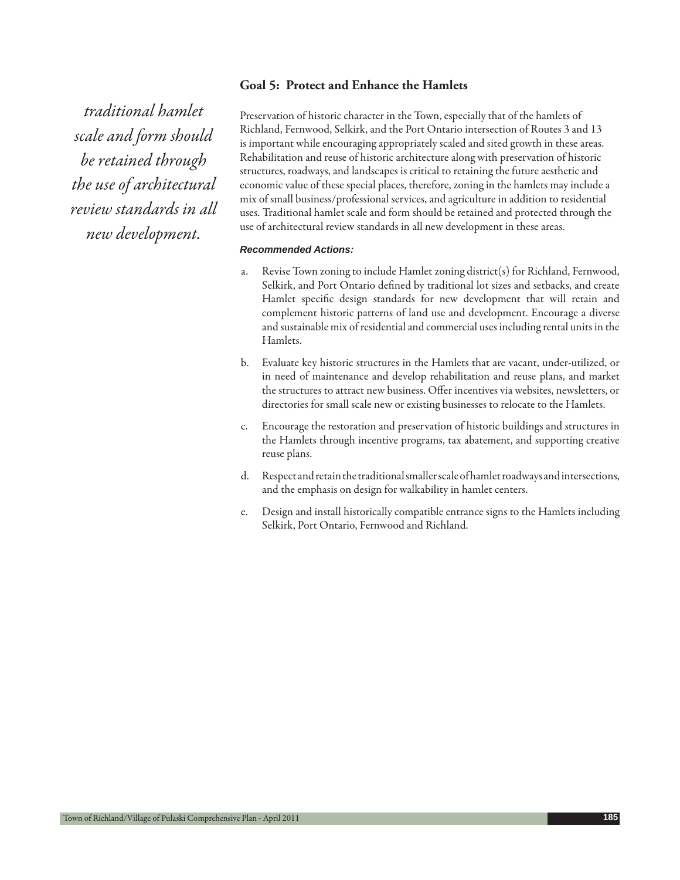## Goal 5: Protect and Enhance the Hamlets

*traditional hamlet scale and form should be retained through the use of architectural review standards in all new development.*

Preservation of historic character in the Town, especially that of the hamlets of Richland, Fernwood, Selkirk, and the Port Ontario intersection of Routes 3 and 13 is important while encouraging appropriately scaled and sited growth in these areas. Rehabilitation and reuse of historic architecture along with preservation of historic structures, roadways, and landscapes is critical to retaining the future aesthetic and economic value of these special places, therefore, zoning in the hamlets may include a mix of small business/professional services, and agriculture in addition to residential uses. Traditional hamlet scale and form should be retained and protected through the use of architectural review standards in all new development in these areas.

***Recommended Actions:***

a. Revise Town zoning to include Hamlet zoning district(s) for Richland, Fernwood, Selkirk, and Port Ontario defined by traditional lot sizes and setbacks, and create Hamlet specific design standards for new development that will retain and complement historic patterns of land use and development. Encourage a diverse and sustainable mix of residential and commercial uses including rental units in the Hamlets.

b. Evaluate key historic structures in the Hamlets that are vacant, under-utilized, or in need of maintenance and develop rehabilitation and reuse plans, and market the structures to attract new business. Offer incentives via websites, newsletters, or directories for small scale new or existing businesses to relocate to the Hamlets.

c. Encourage the restoration and preservation of historic buildings and structures in the Hamlets through incentive programs, tax abatement, and supporting creative reuse plans.

d. Respect and retain the traditional smaller scale of hamlet roadways and intersections, and the emphasis on design for walkability in hamlet centers.

e. Design and install historically compatible entrance signs to the Hamlets including Selkirk, Port Ontario, Fernwood and Richland.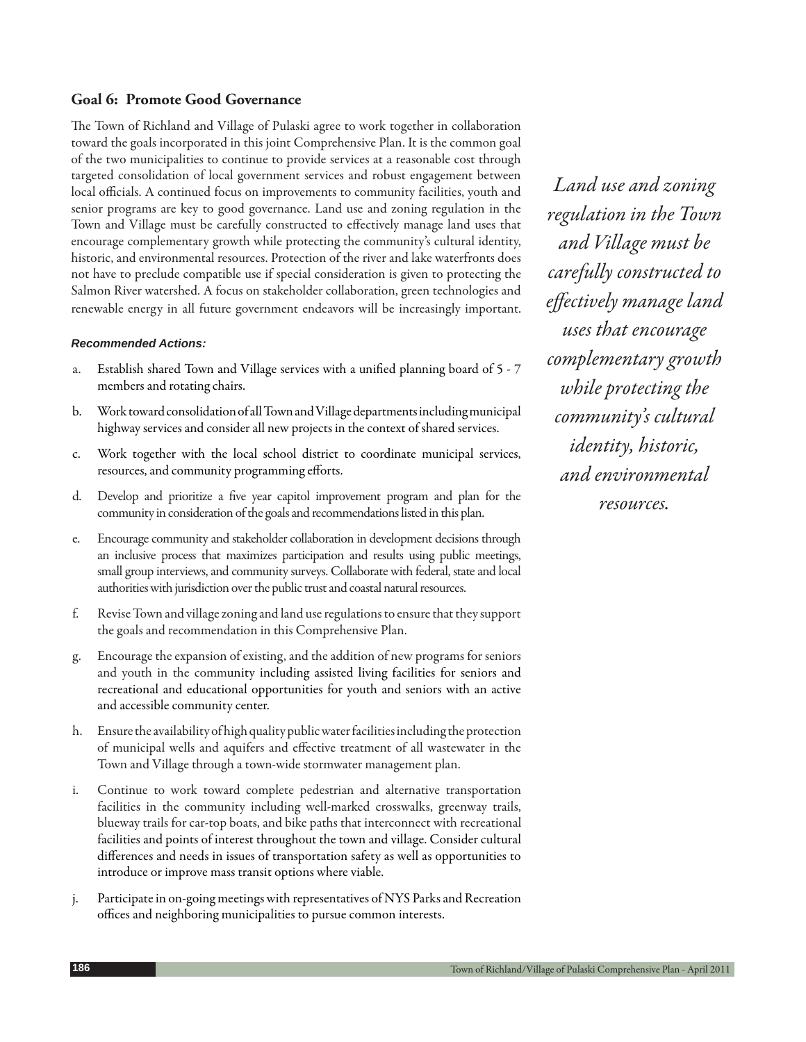## Goal 6: Promote Good Governance

The Town of Richland and Village of Pulaski agree to work together in collaboration toward the goals incorporated in this joint Comprehensive Plan. It is the common goal of the two municipalities to continue to provide services at a reasonable cost through targeted consolidation of local government services and robust engagement between local officials. A continued focus on improvements to community facilities, youth and senior programs are key to good governance. Land use and zoning regulation in the Town and Village must be carefully constructed to effectively manage land uses that encourage complementary growth while protecting the community's cultural identity, historic, and environmental resources. Protection of the river and lake waterfronts does not have to preclude compatible use if special consideration is given to protecting the Salmon River watershed. A focus on stakeholder collaboration, green technologies and renewable energy in all future government endeavors will be increasingly important.

*Land use and zoning regulation in the Town and Village must be carefully constructed to effectively manage land uses that encourage complementary growth while protecting the community's cultural identity, historic, and environmental resources.*

***Recommended Actions:***

a. Establish shared Town and Village services with a unified planning board of 5 - 7 members and rotating chairs.

b. Work toward consolidation of all Town and Village departments including municipal highway services and consider all new projects in the context of shared services.

c. Work together with the local school district to coordinate municipal services, resources, and community programming efforts.

d. Develop and prioritize a five year capitol improvement program and plan for the community in consideration of the goals and recommendations listed in this plan.

e. Encourage community and stakeholder collaboration in development decisions through an inclusive process that maximizes participation and results using public meetings, small group interviews, and community surveys. Collaborate with federal, state and local authorities with jurisdiction over the public trust and coastal natural resources.

f. Revise Town and village zoning and land use regulations to ensure that they support the goals and recommendation in this Comprehensive Plan.

g. Encourage the expansion of existing, and the addition of new programs for seniors and youth in the community including assisted living facilities for seniors and recreational and educational opportunities for youth and seniors with an active and accessible community center.

h. Ensure the availability of high quality public water facilities including the protection of municipal wells and aquifers and effective treatment of all wastewater in the Town and Village through a town-wide stormwater management plan.

i. Continue to work toward complete pedestrian and alternative transportation facilities in the community including well-marked crosswalks, greenway trails, blueway trails for car-top boats, and bike paths that interconnect with recreational facilities and points of interest throughout the town and village. Consider cultural differences and needs in issues of transportation safety as well as opportunities to introduce or improve mass transit options where viable.

j. Participate in on-going meetings with representatives of NYS Parks and Recreation offices and neighboring municipalities to pursue common interests.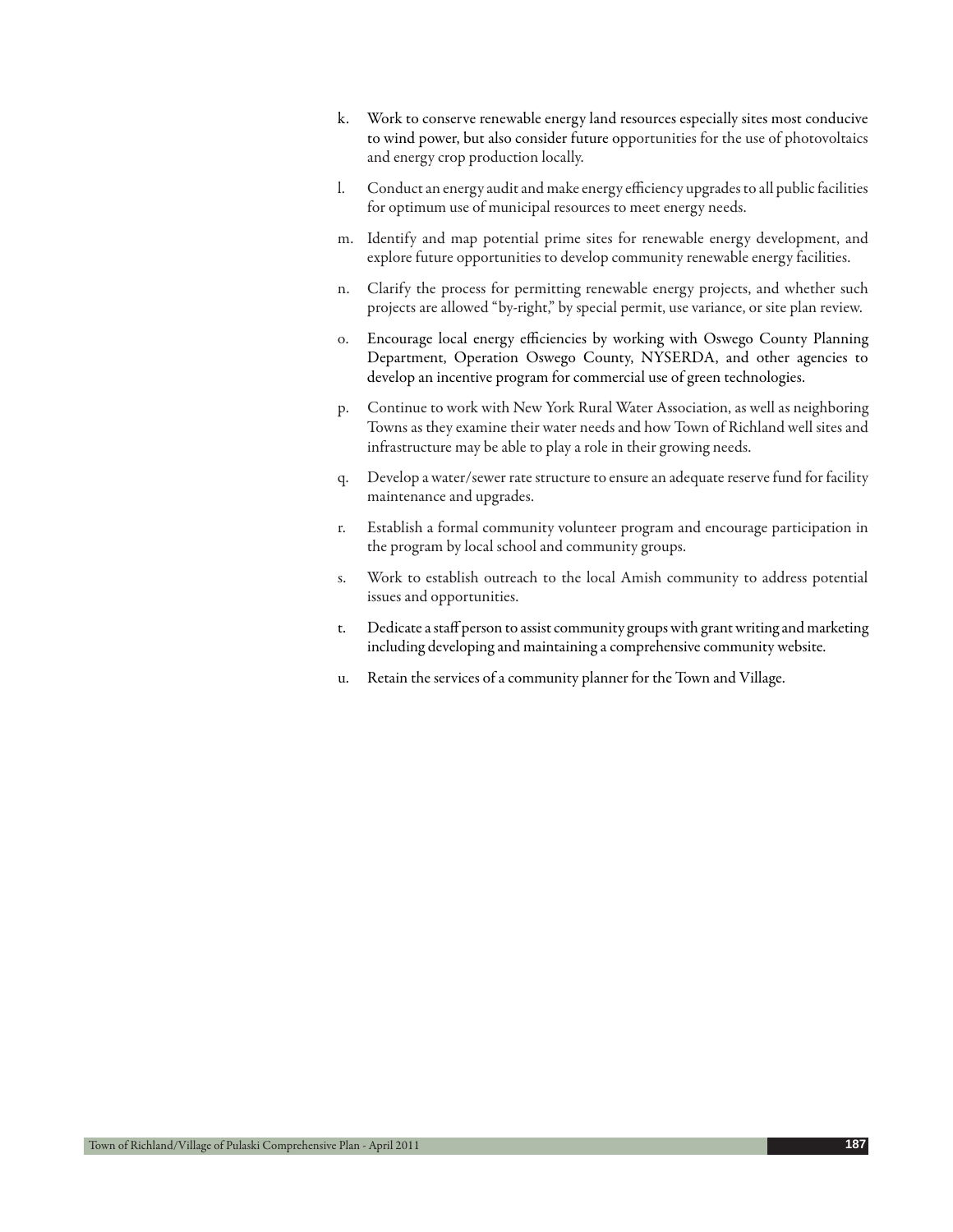k. Work to conserve renewable energy land resources especially sites most conducive to wind power, but also consider future opportunities for the use of photovoltaics and energy crop production locally.

l. Conduct an energy audit and make energy efficiency upgrades to all public facilities for optimum use of municipal resources to meet energy needs.

m. Identify and map potential prime sites for renewable energy development, and explore future opportunities to develop community renewable energy facilities.

n. Clarify the process for permitting renewable energy projects, and whether such projects are allowed "by-right," by special permit, use variance, or site plan review.

o. Encourage local energy efficiencies by working with Oswego County Planning Department, Operation Oswego County, NYSERDA, and other agencies to develop an incentive program for commercial use of green technologies.

p. Continue to work with New York Rural Water Association, as well as neighboring Towns as they examine their water needs and how Town of Richland well sites and infrastructure may be able to play a role in their growing needs.

q. Develop a water/sewer rate structure to ensure an adequate reserve fund for facility maintenance and upgrades.

r. Establish a formal community volunteer program and encourage participation in the program by local school and community groups.

s. Work to establish outreach to the local Amish community to address potential issues and opportunities.

t. Dedicate a staff person to assist community groups with grant writing and marketing including developing and maintaining a comprehensive community website.

u. Retain the services of a community planner for the Town and Village.